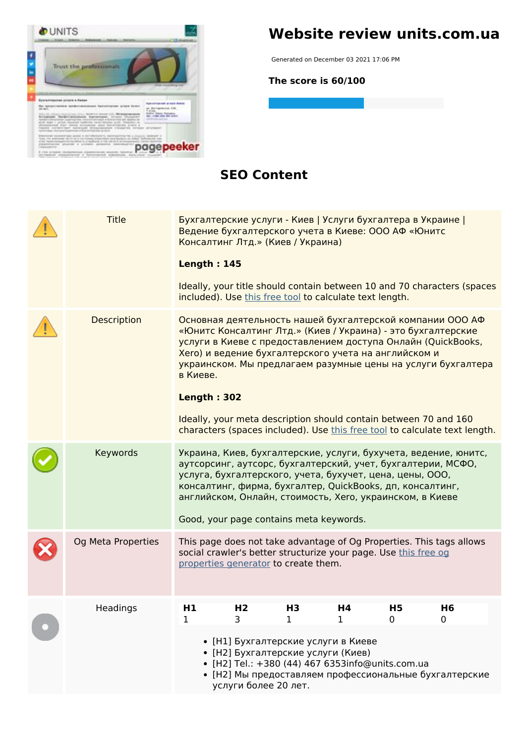# Website review units.com.ua

Generated on December 03 2021 17:06 PM

**The score is 60/100**

## SEO Content

| | | |
|---|---|---|
| | Title | Бухгалтерские услуги - Киев \| Услуги бухгалтера в Украине \| Ведение бухгалтерского учета в Киеве: ООО АФ «Юнитс Консалтинг Лтд.» (Киев / Украина)<br><br>**Length : 145**<br><br>Ideally, your title should contain between 10 and 70 characters (spaces included). Use this free tool to calculate text length. |
| | Description | Основная деятельность нашей бухгалтерской компании ООО АФ «Юнитс Консалтинг Лтд.» (Киев / Украина) - это бухгалтерские услуги в Киеве с предоставлением доступа Онлайн (QuickBooks, Xero) и ведение бухгалтерского учета на английском и украинском. Мы предлагаем разумные цены на услуги бухгалтера в Киеве.<br><br>**Length : 302**<br><br>Ideally, your meta description should contain between 70 and 160 characters (spaces included). Use this free tool to calculate text length. |
| | Keywords | Украина, Киев, бухгалтерские, услуги, бухучета, ведение, юнитс, аутсорсинг, аутсорс, бухгалтерский, учет, бухгалтерии, МСФО, услуга, бухгалтерского, учета, бухучет, цена, цены, ООО, консалтинг, фирма, бухгалтер, QuickBooks, дп, консалтинг, английском, Онлайн, стоимость, Xero, украинском, в Киеве<br><br>Good, your page contains meta keywords. |
| | Og Meta Properties | This page does not take advantage of Og Properties. This tags allows social crawler's better structurize your page. Use this free og properties generator to create them. |
| | Headings | see below |

**Headings**

| H1 | H2 | H3 | H4 | H5 | H6 |
|---|---|---|---|---|---|
| 1 | 3 | 1 | 1 | 0 | 0 |

- [H1] Бухгалтерские услуги в Киеве
- [H2] Бухгалтерские услуги (Киев)
- [H2] Tel.: +380 (44) 467 6353info@units.com.ua
- [H2] Мы предоставляем профессиональные бухгалтерские услуги более 20 лет.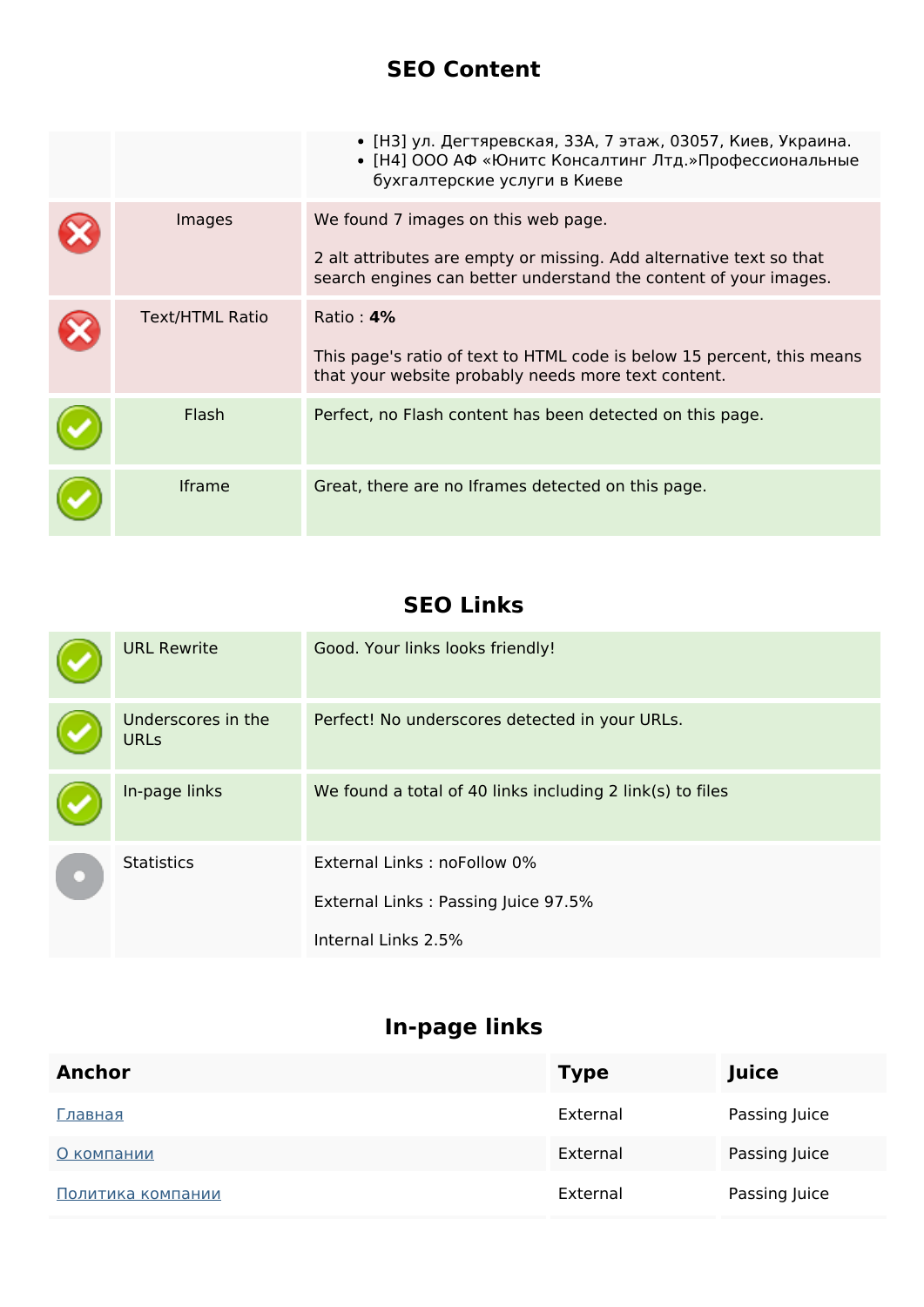## SEO Content

| | | |
|---|---|---|
| | | • [H3] ул. Дегтяревская, 33А, 7 этаж, 03057, Киев, Украина.<br>• [H4] ООО АФ «Юнитс Консалтинг Лтд.»Профессиональные бухгалтерские услуги в Киеве |
| | Images | We found 7 images on this web page.<br><br>2 alt attributes are empty or missing. Add alternative text so that search engines can better understand the content of your images. |
| | Text/HTML Ratio | Ratio : **4%**<br><br>This page's ratio of text to HTML code is below 15 percent, this means that your website probably needs more text content. |
| | Flash | Perfect, no Flash content has been detected on this page. |
| | Iframe | Great, there are no Iframes detected on this page. |

## SEO Links

| | | |
|---|---|---|
| | URL Rewrite | Good. Your links looks friendly! |
| | Underscores in the URLs | Perfect! No underscores detected in your URLs. |
| | In-page links | We found a total of 40 links including 2 link(s) to files |
| | Statistics | External Links : noFollow 0%<br><br>External Links : Passing Juice 97.5%<br><br>Internal Links 2.5% |

## In-page links

| Anchor | Type | Juice |
|---|---|---|
| Главная | External | Passing Juice |
| О компании | External | Passing Juice |
| Политика компании | External | Passing Juice |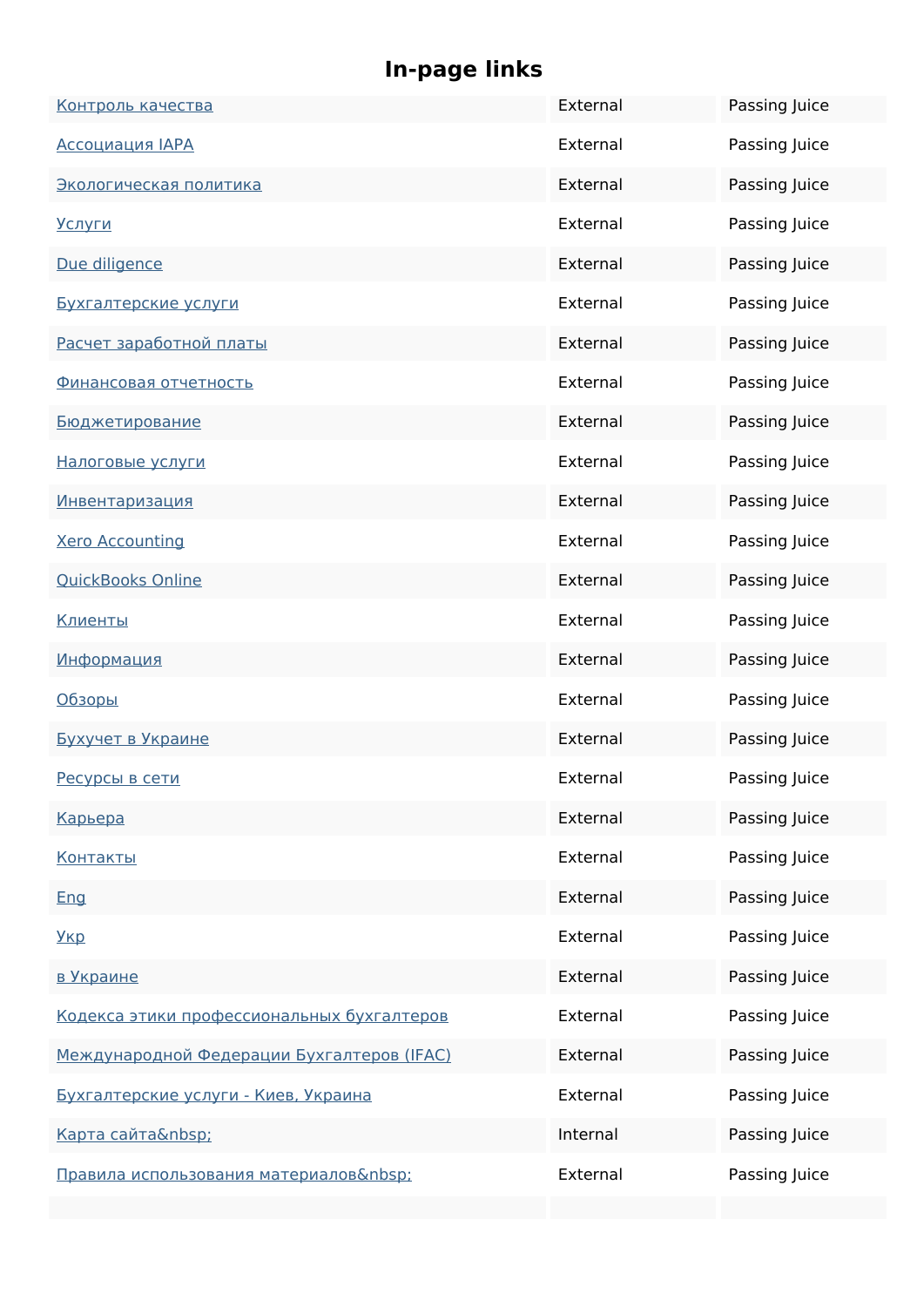## In-page links

| | | |
|---|---|---|
| Контроль качества | External | Passing Juice |
| Ассоциация IAPA | External | Passing Juice |
| Экологическая политика | External | Passing Juice |
| Услуги | External | Passing Juice |
| Due diligence | External | Passing Juice |
| Бухгалтерские услуги | External | Passing Juice |
| Расчет заработной платы | External | Passing Juice |
| Финансовая отчетность | External | Passing Juice |
| Бюджетирование | External | Passing Juice |
| Налоговые услуги | External | Passing Juice |
| Инвентаризация | External | Passing Juice |
| Xero Accounting | External | Passing Juice |
| QuickBooks Online | External | Passing Juice |
| Клиенты | External | Passing Juice |
| Информация | External | Passing Juice |
| Обзоры | External | Passing Juice |
| Бухучет в Украине | External | Passing Juice |
| Ресурсы в сети | External | Passing Juice |
| Карьера | External | Passing Juice |
| Контакты | External | Passing Juice |
| Eng | External | Passing Juice |
| Укр | External | Passing Juice |
| в Украине | External | Passing Juice |
| Кодекса этики профессиональных бухгалтеров | External | Passing Juice |
| Международной Федерации Бухгалтеров (IFAC) | External | Passing Juice |
| Бухгалтерские услуги - Киев, Украина | External | Passing Juice |
| Карта сайта&nbsp; | Internal | Passing Juice |
| Правила использования материалов&nbsp; | External | Passing Juice |
| | | |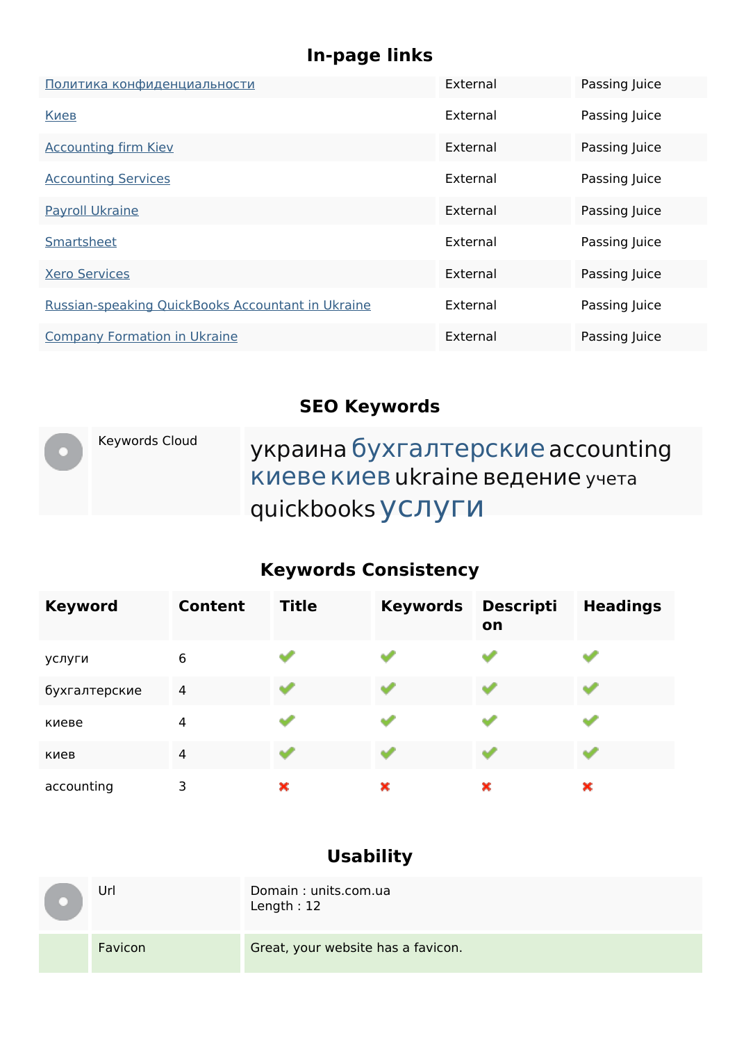## In-page links

| | | |
|---|---|---|
| Политика конфиденциальности | External | Passing Juice |
| Киев | External | Passing Juice |
| Accounting firm Kiev | External | Passing Juice |
| Accounting Services | External | Passing Juice |
| Payroll Ukraine | External | Passing Juice |
| Smartsheet | External | Passing Juice |
| Xero Services | External | Passing Juice |
| Russian-speaking QuickBooks Accountant in Ukraine | External | Passing Juice |
| Company Formation in Ukraine | External | Passing Juice |

## SEO Keywords

| | |
|---|---|
| Keywords Cloud | украина бухгалтерские accounting киеве киев ukraine ведение учета quickbooks услуги |

## Keywords Consistency

| Keyword | Content | Title | Keywords | Description | Headings |
|---|---|---|---|---|---|
| услуги | 6 | ✔ | ✔ | ✔ | ✔ |
| бухгалтерские | 4 | ✔ | ✔ | ✔ | ✔ |
| киеве | 4 | ✔ | ✔ | ✔ | ✔ |
| киев | 4 | ✔ | ✔ | ✔ | ✔ |
| accounting | 3 | ✖ | ✖ | ✖ | ✖ |

## Usability

| | |
|---|---|
| Url | Domain : units.com.ua<br>Length : 12 |
| Favicon | Great, your website has a favicon. |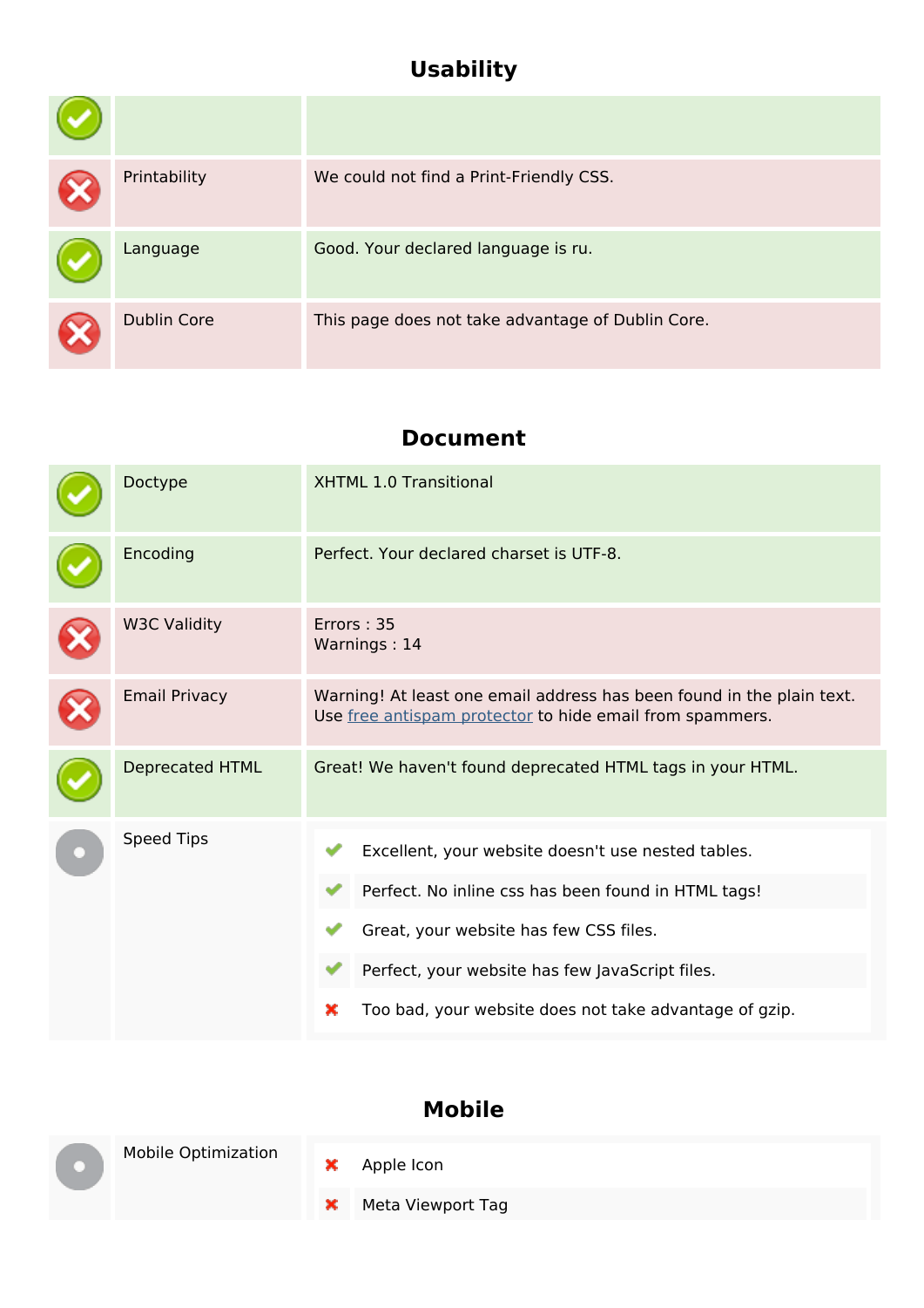## Usability

| | | |
|---|---|---|
| ✔ | | |
| ✘ | Printability | We could not find a Print-Friendly CSS. |
| ✔ | Language | Good. Your declared language is ru. |
| ✘ | Dublin Core | This page does not take advantage of Dublin Core. |

## Document

| | | |
|---|---|---|
| ✔ | Doctype | XHTML 1.0 Transitional |
| ✔ | Encoding | Perfect. Your declared charset is UTF-8. |
| ✘ | W3C Validity | Errors : 35<br>Warnings : 14 |
| ✘ | Email Privacy | Warning! At least one email address has been found in the plain text. Use free antispam protector to hide email from spammers. |
| ✔ | Deprecated HTML | Great! We haven't found deprecated HTML tags in your HTML. |
| ● | Speed Tips | ✔ Excellent, your website doesn't use nested tables.<br>✔ Perfect. No inline css has been found in HTML tags!<br>✔ Great, your website has few CSS files.<br>✔ Perfect, your website has few JavaScript files.<br>✘ Too bad, your website does not take advantage of gzip. |

## Mobile

| | | |
|---|---|---|
| ● | Mobile Optimization | ✘ Apple Icon<br>✘ Meta Viewport Tag |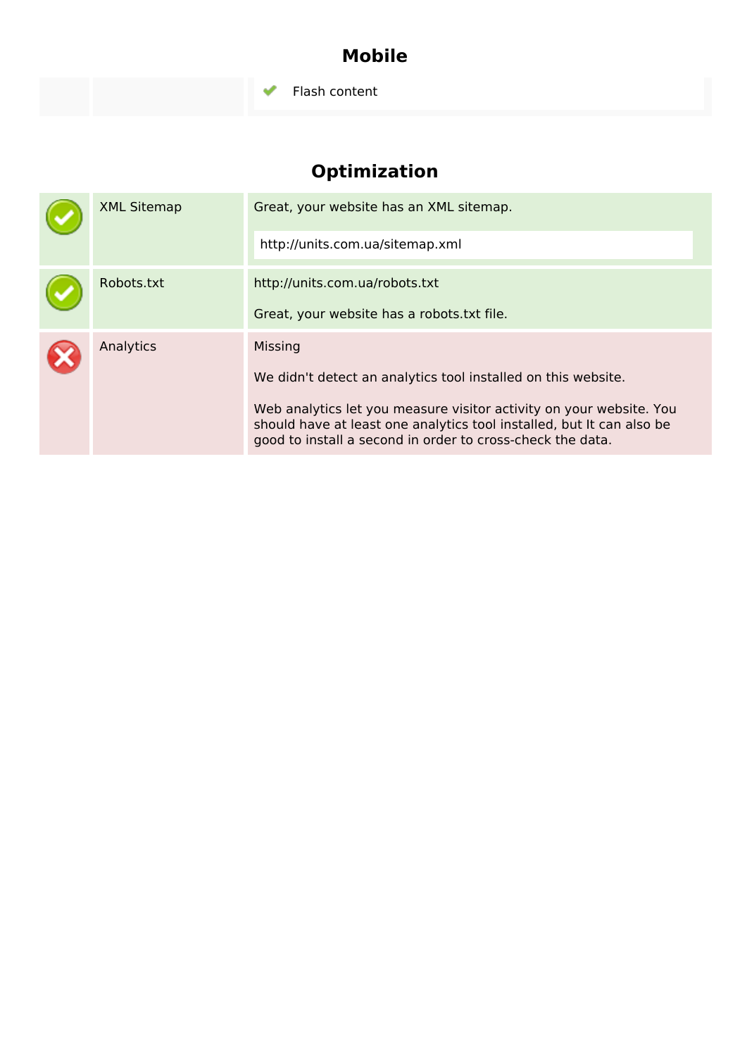## Mobile

| | | |
|---|---|---|
| | | ✔ Flash content |

## Optimization

| | | |
|---|---|---|
| ✔ | XML Sitemap | Great, your website has an XML sitemap.<br><br>http://units.com.ua/sitemap.xml |
| ✔ | Robots.txt | http://units.com.ua/robots.txt<br><br>Great, your website has a robots.txt file. |
| ✘ | Analytics | Missing<br><br>We didn't detect an analytics tool installed on this website.<br><br>Web analytics let you measure visitor activity on your website. You should have at least one analytics tool installed, but It can also be good to install a second in order to cross-check the data. |